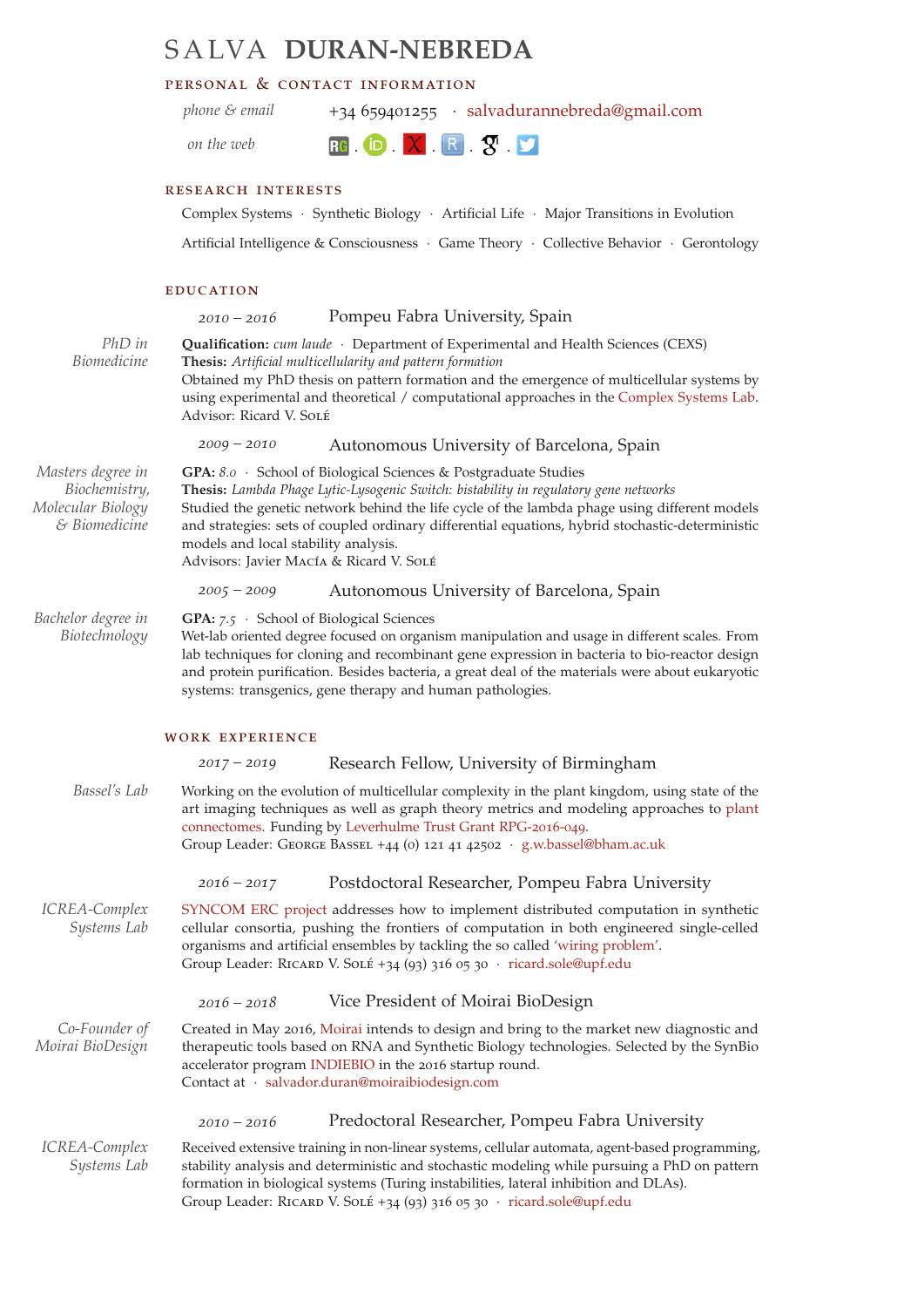# SALVA DURAN-NEBREDA

## Personal & Contact Information

*phone & email* +34 659401255 · salvadurannebreda@gmail.com

*on the web* RG · iD · X · R · g · 🐦

## Research Interests

Complex Systems · Synthetic Biology · Artificial Life · Major Transitions in Evolution

Artificial Intelligence & Consciousness · Game Theory · Collective Behavior · Gerontology

## Education

*2010 – 2016* **Pompeu Fabra University, Spain**

*PhD in Biomedicine*

**Qualification:** *cum laude* · Department of Experimental and Health Sciences (CEXS)
**Thesis:** *Artificial multicellularity and pattern formation*
Obtained my PhD thesis on pattern formation and the emergence of multicellular systems by using experimental and theoretical / computational approaches in the Complex Systems Lab.
Advisor: Ricard V. Solé

*2009 – 2010* **Autonomous University of Barcelona, Spain**

*Masters degree in Biochemistry, Molecular Biology & Biomedicine*

**GPA:** *8.0* · School of Biological Sciences & Postgraduate Studies
**Thesis:** *Lambda Phage Lytic-Lysogenic Switch: bistability in regulatory gene networks*
Studied the genetic network behind the life cycle of the lambda phage using different models and strategies: sets of coupled ordinary differential equations, hybrid stochastic-deterministic models and local stability analysis.
Advisors: Javier Macía & Ricard V. Solé

*2005 – 2009* **Autonomous University of Barcelona, Spain**

*Bachelor degree in Biotechnology*

**GPA:** *7.5* · School of Biological Sciences
Wet-lab oriented degree focused on organism manipulation and usage in different scales. From lab techniques for cloning and recombinant gene expression in bacteria to bio-reactor design and protein purification. Besides bacteria, a great deal of the materials were about eukaryotic systems: transgenics, gene therapy and human pathologies.

## Work Experience

*2017 – 2019* **Research Fellow, University of Birmingham**

*Bassel's Lab*

Working on the evolution of multicellular complexity in the plant kingdom, using state of the art imaging techniques as well as graph theory metrics and modeling approaches to plant connectomes. Funding by Leverhulme Trust Grant RPG-2016-049.
Group Leader: George Bassel +44 (0) 121 41 42502 · g.w.bassel@bham.ac.uk

*2016 – 2017* **Postdoctoral Researcher, Pompeu Fabra University**

*ICREA-Complex Systems Lab*

SYNCOM ERC project addresses how to implement distributed computation in synthetic cellular consortia, pushing the frontiers of computation in both engineered single-celled organisms and artificial ensembles by tackling the so called 'wiring problem'.
Group Leader: Ricard V. Solé +34 (93) 316 05 30 · ricard.sole@upf.edu

*2016 – 2018* **Vice President of Moirai BioDesign**

*Co-Founder of Moirai BioDesign*

Created in May 2016, Moirai intends to design and bring to the market new diagnostic and therapeutic tools based on RNA and Synthetic Biology technologies. Selected by the SynBio accelerator program INDIEBIO in the 2016 startup round.
Contact at · salvador.duran@moiraibiodesign.com

*2010 – 2016* **Predoctoral Researcher, Pompeu Fabra University**

*ICREA-Complex Systems Lab*

Received extensive training in non-linear systems, cellular automata, agent-based programming, stability analysis and deterministic and stochastic modeling while pursuing a PhD on pattern formation in biological systems (Turing instabilities, lateral inhibition and DLAs).
Group Leader: Ricard V. Solé +34 (93) 316 05 30 · ricard.sole@upf.edu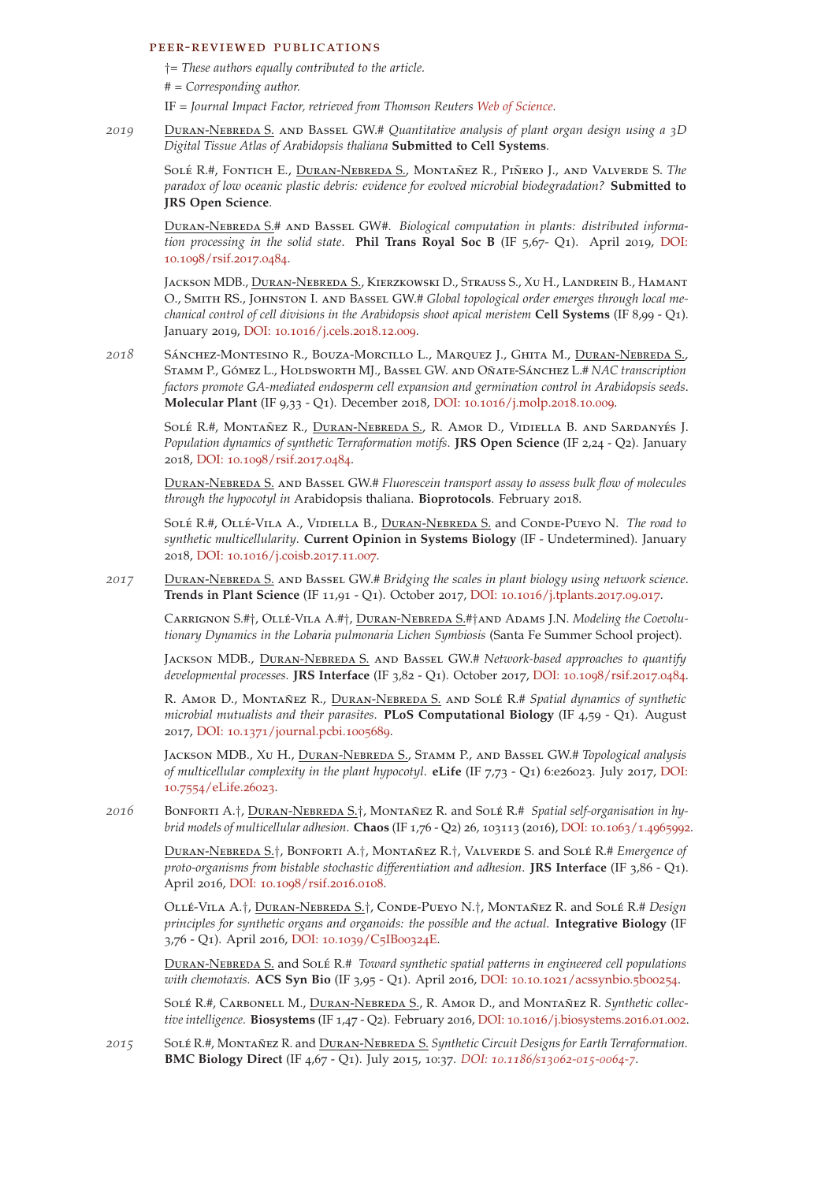## PEER-REVIEWED PUBLICATIONS

†= *These authors equally contributed to the article.*

# = *Corresponding author.*

IF = *Journal Impact Factor, retrieved from Thomson Reuters Web of Science.*

**2019**

Duran-Nebreda S. and Bassel GW.# *Quantitative analysis of plant organ design using a 3D Digital Tissue Atlas of Arabidopsis thaliana* **Submitted to Cell Systems**.

Solé R.#, Fontich E., Duran-Nebreda S., Montañez R., Piñero J., and Valverde S. *The paradox of low oceanic plastic debris: evidence for evolved microbial biodegradation?* **Submitted to JRS Open Science**.

Duran-Nebreda S.# and Bassel GW#. *Biological computation in plants: distributed information processing in the solid state*. **Phil Trans Royal Soc B** (IF 5,67- Q1). April 2019, DOI: 10.1098/rsif.2017.0484.

Jackson MDB., Duran-Nebreda S., Kierzkowski D., Strauss S., Xu H., Landrein B., Hamant O., Smith RS., Johnston I. and Bassel GW.# *Global topological order emerges from local mechanical control of cell divisions in the Arabidopsis shoot apical meristem* **Cell Systems** (IF 8,99 - Q1). January 2019, DOI: 10.1016/j.cels.2018.12.009.

**2018**

Sánchez-Montesino R., Bouza-Morcillo L., Marquez J., Ghita M., Duran-Nebreda S., Stamm P., Gómez L., Holdsworth MJ., Bassel GW. and Oñate-Sánchez L.# *NAC transcription factors promote GA-mediated endosperm cell expansion and germination control in Arabidopsis seeds*. **Molecular Plant** (IF 9,33 - Q1). December 2018, DOI: 10.1016/j.molp.2018.10.009.

Solé R.#, Montañez R., Duran-Nebreda S., R. Amor D., Vidiella B. and Sardanyés J. *Population dynamics of synthetic Terraformation motifs*. **JRS Open Science** (IF 2,24 - Q2). January 2018, DOI: 10.1098/rsif.2017.0484.

Duran-Nebreda S. and Bassel GW.# *Fluorescein transport assay to assess bulk flow of molecules through the hypocotyl in* Arabidopsis thaliana. **Bioprotocols**. February 2018.

Solé R.#, Ollé-Vila A., Vidiella B., Duran-Nebreda S. and Conde-Pueyo N. *The road to synthetic multicellularity*. **Current Opinion in Systems Biology** (IF - Undetermined). January 2018, DOI: 10.1016/j.coisb.2017.11.007.

**2017**

Duran-Nebreda S. and Bassel GW.# *Bridging the scales in plant biology using network science*. **Trends in Plant Science** (IF 11,91 - Q1). October 2017, DOI: 10.1016/j.tplants.2017.09.017.

Carrignon S.#†, Ollé-Vila A.#†, Duran-Nebreda S.#†and Adams J.N. *Modeling the Coevolutionary Dynamics in the Lobaria pulmonaria Lichen Symbiosis* (Santa Fe Summer School project).

Jackson MDB., Duran-Nebreda S. and Bassel GW.# *Network-based approaches to quantify developmental processes*. **JRS Interface** (IF 3,82 - Q1). October 2017, DOI: 10.1098/rsif.2017.0484.

R. Amor D., Montañez R., Duran-Nebreda S. and Solé R.# *Spatial dynamics of synthetic microbial mutualists and their parasites*. **PLoS Computational Biology** (IF 4,59 - Q1). August 2017, DOI: 10.1371/journal.pcbi.1005689.

Jackson MDB., Xu H., Duran-Nebreda S., Stamm P., and Bassel GW.# *Topological analysis of multicellular complexity in the plant hypocotyl*. **eLife** (IF 7,73 - Q1) 6:e26023. July 2017, DOI: 10.7554/eLife.26023.

**2016**

Bonforti A.†, Duran-Nebreda S.†, Montañez R. and Solé R.# *Spatial self-organisation in hybrid models of multicellular adhesion*. **Chaos** (IF 1,76 - Q2) 26, 103113 (2016), DOI: 10.1063/1.4965992.

Duran-Nebreda S.†, Bonforti A.†, Montañez R.†, Valverde S. and Solé R.# *Emergence of proto-organisms from bistable stochastic differentiation and adhesion*. **JRS Interface** (IF 3,86 - Q1). April 2016, DOI: 10.1098/rsif.2016.0108.

Ollé-Vila A.†, Duran-Nebreda S.†, Conde-Pueyo N.†, Montañez R. and Solé R.# *Design principles for synthetic organs and organoids: the possible and the actual*. **Integrative Biology** (IF 3,76 - Q1). April 2016, DOI: 10.1039/C5IB00324E.

Duran-Nebreda S. and Solé R.# *Toward synthetic spatial patterns in engineered cell populations with chemotaxis*. **ACS Syn Bio** (IF 3,95 - Q1). April 2016, DOI: 10.10.1021/acssynbio.5b00254.

Solé R.#, Carbonell M., Duran-Nebreda S., R. Amor D., and Montañez R. *Synthetic collective intelligence*. **Biosystems** (IF 1,47 - Q2). February 2016, DOI: 10.1016/j.biosystems.2016.01.002.

**2015**

Solé R.#, Montañez R. and Duran-Nebreda S. *Synthetic Circuit Designs for Earth Terraformation*. **BMC Biology Direct** (IF 4,67 - Q1). July 2015, 10:37. *DOI: 10.1186/s13062-015-0064-7*.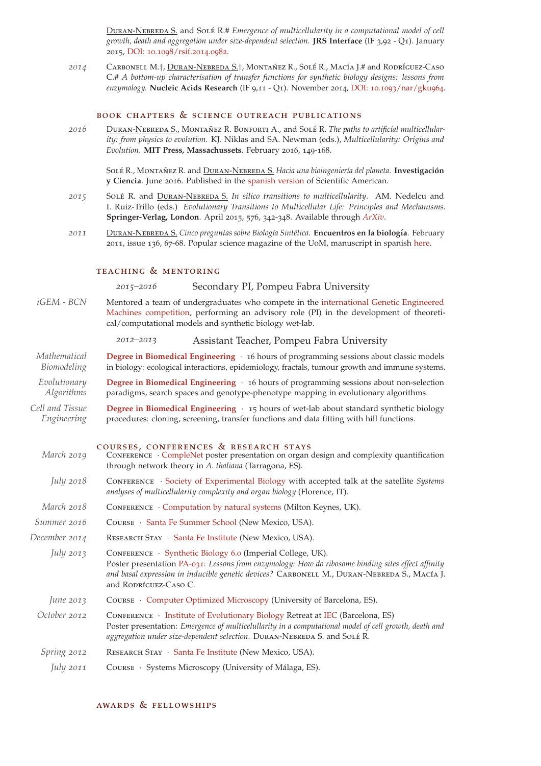Duran-Nebreda S. and Solé R.# *Emergence of multicellularity in a computational model of cell growth, death and aggregation under size-dependent selection.* **JRS Interface** (IF 3,92 - Q1). January 2015, DOI: 10.1098/rsif.2014.0982.

*2014* Carbonell M.†, Duran-Nebreda S.†, Montañez R., Solé R., Macía J.# and Rodríguez-Caso C.# *A bottom-up characterisation of transfer functions for synthetic biology designs: lessons from enzymology.* **Nucleic Acids Research** (IF 9,11 - Q1). November 2014, DOI: 10.1093/nar/gku964.

## Book chapters & science outreach publications

*2016* Duran-Nebreda S., Montañez R. Bonforti A., and Solé R. *The paths to artificial multicellularity: from physics to evolution.* KJ. Niklas and SA. Newman (eds.), *Multicellularity: Origins and Evolution*. **MIT Press, Massachussets**. February 2016, 149-168.

Solé R., Montañez R. and Duran-Nebreda S. *Hacia una bioingeniería del planeta.* **Investigación y Ciencia**. June 2016. Published in the spanish version of Scientific American.

*2015* Solé R. and Duran-Nebreda S. *In silico transitions to multicellularity.* AM. Nedelcu and I. Ruiz-Trillo (eds.) *Evolutionary Transitions to Multicellular Life: Principles and Mechanisms*. **Springer-Verlag, London**. April 2015, 576, 342-348. Available through *ArXiv*.

*2011* Duran-Nebreda S. *Cinco preguntas sobre Biología Sintética.* **Encuentros en la biología**. February 2011, issue 136, 67-68. Popular science magazine of the UoM, manuscript in spanish here.

## Teaching & mentoring

*2015–2016* Secondary PI, Pompeu Fabra University

*iGEM - BCN* Mentored a team of undergraduates who compete in the international Genetic Engineered Machines competition, performing an advisory role (PI) in the development of theoretical/computational models and synthetic biology wet-lab.

*2012–2013* Assistant Teacher, Pompeu Fabra University

*Mathematical Biomodeling* **Degree in Biomedical Engineering** · 16 hours of programming sessions about classic models in biology: ecological interactions, epidemiology, fractals, tumour growth and immune systems.

*Evolutionary Algorithms* **Degree in Biomedical Engineering** · 16 hours of programming sessions about non-selection paradigms, search spaces and genotype-phenotype mapping in evolutionary algorithms.

*Cell and Tissue Engineering* **Degree in Biomedical Engineering** · 15 hours of wet-lab about standard synthetic biology procedures: cloning, screening, transfer functions and data fitting with hill functions.

## Courses, conferences & research stays

*March 2019* Conference · CompleNet poster presentation on organ design and complexity quantification through network theory in *A. thaliana* (Tarragona, ES).

*July 2018* Conference · Society of Experimental Biology with accepted talk at the satellite *Systems analyses of multicellularity complexity and organ biology* (Florence, IT).

*March 2018* Conference · Computation by natural systems (Milton Keynes, UK).

*Summer 2016* Course · Santa Fe Summer School (New Mexico, USA).

*December 2014* Research Stay · Santa Fe Institute (New Mexico, USA).

*July 2013* Conference · Synthetic Biology 6.0 (Imperial College, UK).
Poster presentation PA-031: *Lessons from enzymology: How do ribosome binding sites effect affinity and basal expression in inducible genetic devices?* Carbonell M., Duran-Nebreda S., Macía J. and Rodríguez-Caso C.

*June 2013* Course · Computer Optimized Microscopy (University of Barcelona, ES).

*October 2012* Conference · Institute of Evolutionary Biology Retreat at IEC (Barcelona, ES)
Poster presentation: *Emergence of multicellularity in a computational model of cell growth, death and aggregation under size-dependent selection.* Duran-Nebreda S. and Solé R.

*Spring 2012* Research Stay · Santa Fe Institute (New Mexico, USA).

*July 2011* Course · Systems Microscopy (University of Málaga, ES).

## Awards & fellowships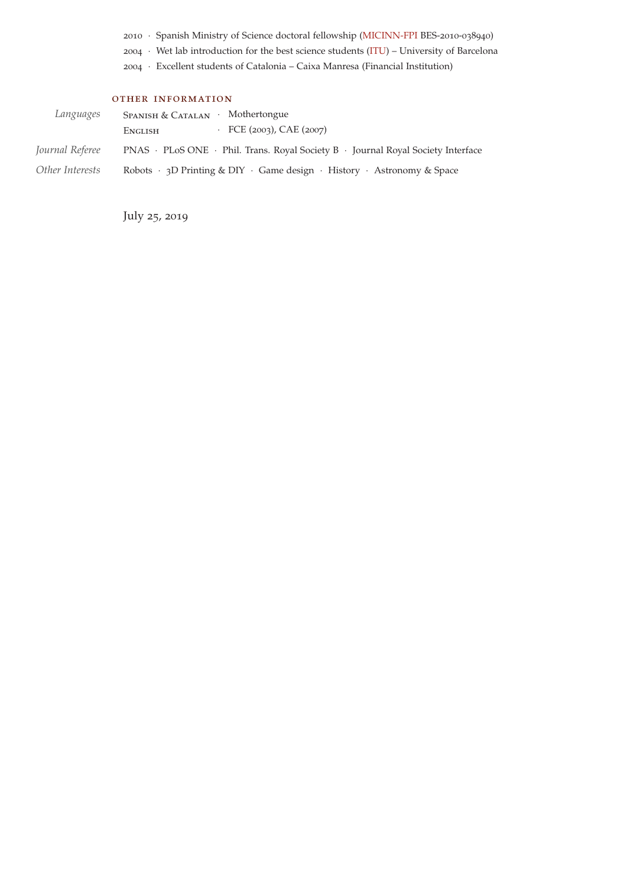2010 · Spanish Ministry of Science doctoral fellowship (MICINN-FPI BES-2010-038940)

2004 · Wet lab introduction for the best science students (ITU) – University of Barcelona

2004 · Excellent students of Catalonia – Caixa Manresa (Financial Institution)

## Other Information

| | | |
|---|---|---|
| *Languages* | Spanish & Catalan | · Mothertongue |
| | English | · FCE (2003), CAE (2007) |
| *Journal Referee* | PNAS · PLoS ONE · Phil. Trans. Royal Society B · Journal Royal Society Interface | |
| *Other Interests* | Robots · 3D Printing & DIY · Game design · History · Astronomy & Space | |

July 25, 2019